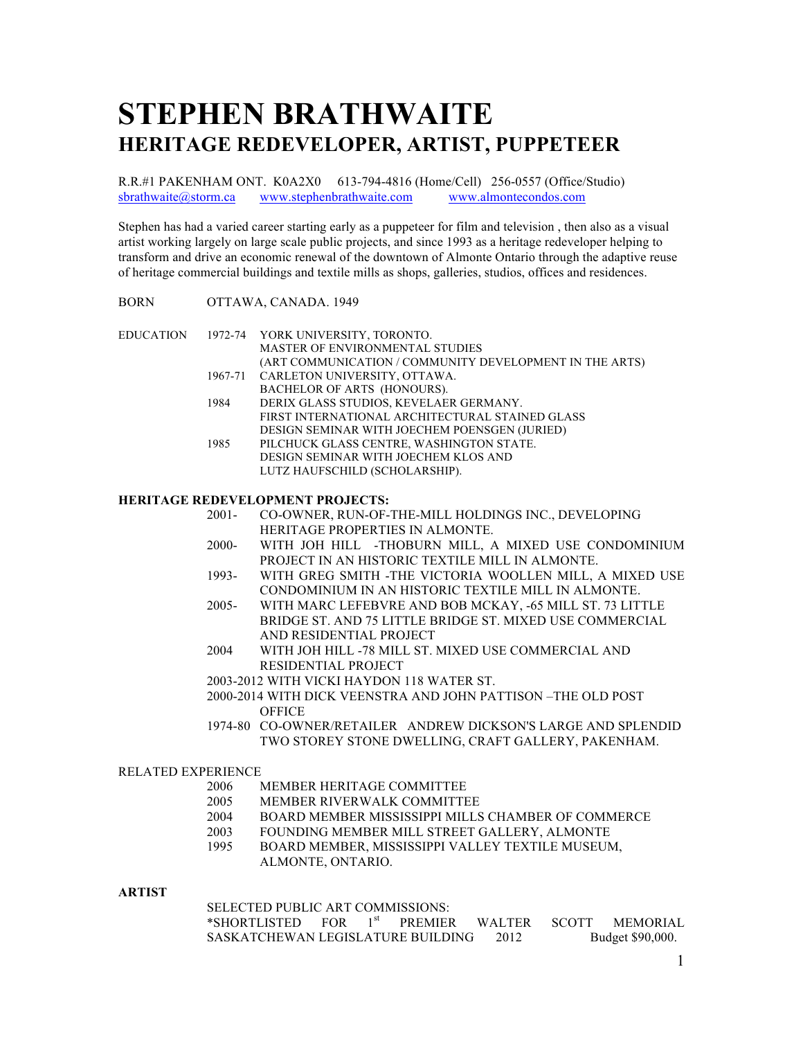# STEPHEN BRATHWAITE
## HERITAGE REDEVELOPER, ARTIST, PUPPETEER

R.R.#1 PAKENHAM ONT. K0A2X0 613-794-4816 (Home/Cell) 256-0557 (Office/Studio)
sbrathwaite@storm.ca www.stephenbrathwaite.com www.almontecondos.com

Stephen has had a varied career starting early as a puppeteer for film and television , then also as a visual artist working largely on large scale public projects, and since 1993 as a heritage redeveloper helping to transform and drive an economic renewal of the downtown of Almonte Ontario through the adaptive reuse of heritage commercial buildings and textile mills as shops, galleries, studios, offices and residences.

BORN OTTAWA, CANADA. 1949

EDUCATION

- 1972-74 YORK UNIVERSITY, TORONTO.
  MASTER OF ENVIRONMENTAL STUDIES
  (ART COMMUNICATION / COMMUNITY DEVELOPMENT IN THE ARTS)
- 1967-71 CARLETON UNIVERSITY, OTTAWA.
  BACHELOR OF ARTS (HONOURS).
- 1984 DERIX GLASS STUDIOS, KEVELAER GERMANY.
  FIRST INTERNATIONAL ARCHITECTURAL STAINED GLASS DESIGN SEMINAR WITH JOECHEM POENSGEN (JURIED)
- 1985 PILCHUCK GLASS CENTRE, WASHINGTON STATE.
  DESIGN SEMINAR WITH JOECHEM KLOS AND LUTZ HAUFSCHILD (SCHOLARSHIP).

**HERITAGE REDEVELOPMENT PROJECTS:**

- 2001- CO-OWNER, RUN-OF-THE-MILL HOLDINGS INC., DEVELOPING HERITAGE PROPERTIES IN ALMONTE.
- 2000- WITH JOH HILL -THOBURN MILL, A MIXED USE CONDOMINIUM PROJECT IN AN HISTORIC TEXTILE MILL IN ALMONTE.
- 1993- WITH GREG SMITH -THE VICTORIA WOOLLEN MILL, A MIXED USE CONDOMINIUM IN AN HISTORIC TEXTILE MILL IN ALMONTE.
- 2005- WITH MARC LEFEBVRE AND BOB MCKAY, -65 MILL ST. 73 LITTLE BRIDGE ST. AND 75 LITTLE BRIDGE ST. MIXED USE COMMERCIAL AND RESIDENTIAL PROJECT
- 2004 WITH JOH HILL -78 MILL ST. MIXED USE COMMERCIAL AND RESIDENTIAL PROJECT
- 2003-2012 WITH VICKI HAYDON 118 WATER ST.
- 2000-2014 WITH DICK VEENSTRA AND JOHN PATTISON –THE OLD POST OFFICE
- 1974-80 CO-OWNER/RETAILER ANDREW DICKSON'S LARGE AND SPLENDID TWO STOREY STONE DWELLING, CRAFT GALLERY, PAKENHAM.

RELATED EXPERIENCE

- 2006 MEMBER HERITAGE COMMITTEE
- 2005 MEMBER RIVERWALK COMMITTEE
- 2004 BOARD MEMBER MISSISSIPPI MILLS CHAMBER OF COMMERCE
- 2003 FOUNDING MEMBER MILL STREET GALLERY, ALMONTE
- 1995 BOARD MEMBER, MISSISSIPPI VALLEY TEXTILE MUSEUM, ALMONTE, ONTARIO.

**ARTIST**

SELECTED PUBLIC ART COMMISSIONS:

*SHORTLISTED FOR 1st PREMIER WALTER SCOTT MEMORIAL SASKATCHEWAN LEGISLATURE BUILDING 2012 Budget $90,000.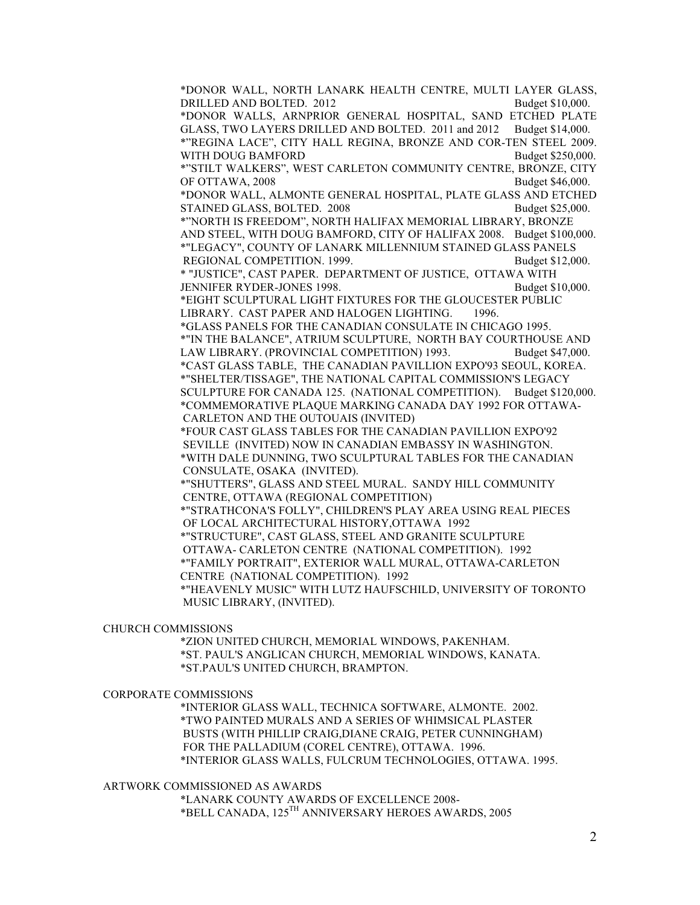*DONOR WALL, NORTH LANARK HEALTH CENTRE, MULTI LAYER GLASS, DRILLED AND BOLTED. 2012 Budget $10,000.

*DONOR WALLS, ARNPRIOR GENERAL HOSPITAL, SAND ETCHED PLATE GLASS, TWO LAYERS DRILLED AND BOLTED. 2011 and 2012 Budget $14,000.

*"REGINA LACE", CITY HALL REGINA, BRONZE AND COR-TEN STEEL 2009. WITH DOUG BAMFORD Budget $250,000.

*"STILT WALKERS", WEST CARLETON COMMUNITY CENTRE, BRONZE, CITY OF OTTAWA, 2008 Budget $46,000.

*DONOR WALL, ALMONTE GENERAL HOSPITAL, PLATE GLASS AND ETCHED STAINED GLASS, BOLTED. 2008 Budget $25,000.

*"NORTH IS FREEDOM", NORTH HALIFAX MEMORIAL LIBRARY, BRONZE AND STEEL, WITH DOUG BAMFORD, CITY OF HALIFAX 2008. Budget $100,000.

*"LEGACY", COUNTY OF LANARK MILLENNIUM STAINED GLASS PANELS REGIONAL COMPETITION. 1999. Budget $12,000.

* "JUSTICE", CAST PAPER. DEPARTMENT OF JUSTICE, OTTAWA WITH JENNIFER RYDER-JONES 1998. Budget $10,000.

*EIGHT SCULPTURAL LIGHT FIXTURES FOR THE GLOUCESTER PUBLIC LIBRARY. CAST PAPER AND HALOGEN LIGHTING. 1996.

*GLASS PANELS FOR THE CANADIAN CONSULATE IN CHICAGO 1995.

*"IN THE BALANCE", ATRIUM SCULPTURE, NORTH BAY COURTHOUSE AND LAW LIBRARY. (PROVINCIAL COMPETITION) 1993. Budget $47,000.

*CAST GLASS TABLE, THE CANADIAN PAVILLION EXPO'93 SEOUL, KOREA.

*"SHELTER/TISSAGE", THE NATIONAL CAPITAL COMMISSION'S LEGACY SCULPTURE FOR CANADA 125. (NATIONAL COMPETITION). Budget $120,000.

*COMMEMORATIVE PLAQUE MARKING CANADA DAY 1992 FOR OTTAWA-CARLETON AND THE OUTOUAIS (INVITED)

*FOUR CAST GLASS TABLES FOR THE CANADIAN PAVILLION EXPO'92 SEVILLE (INVITED) NOW IN CANADIAN EMBASSY IN WASHINGTON.

*WITH DALE DUNNING, TWO SCULPTURAL TABLES FOR THE CANADIAN CONSULATE, OSAKA (INVITED).

*"SHUTTERS", GLASS AND STEEL MURAL. SANDY HILL COMMUNITY CENTRE, OTTAWA (REGIONAL COMPETITION)

*"STRATHCONA'S FOLLY", CHILDREN'S PLAY AREA USING REAL PIECES OF LOCAL ARCHITECTURAL HISTORY,OTTAWA 1992

*"STRUCTURE", CAST GLASS, STEEL AND GRANITE SCULPTURE OTTAWA- CARLETON CENTRE (NATIONAL COMPETITION). 1992

*"FAMILY PORTRAIT", EXTERIOR WALL MURAL, OTTAWA-CARLETON CENTRE (NATIONAL COMPETITION). 1992

*"HEAVENLY MUSIC" WITH LUTZ HAUFSCHILD, UNIVERSITY OF TORONTO MUSIC LIBRARY, (INVITED).

CHURCH COMMISSIONS

*ZION UNITED CHURCH, MEMORIAL WINDOWS, PAKENHAM.

*ST. PAUL'S ANGLICAN CHURCH, MEMORIAL WINDOWS, KANATA.

*ST.PAUL'S UNITED CHURCH, BRAMPTON.

CORPORATE COMMISSIONS

*INTERIOR GLASS WALL, TECHNICA SOFTWARE, ALMONTE. 2002.

*TWO PAINTED MURALS AND A SERIES OF WHIMSICAL PLASTER BUSTS (WITH PHILLIP CRAIG,DIANE CRAIG, PETER CUNNINGHAM) FOR THE PALLADIUM (COREL CENTRE), OTTAWA. 1996.

*INTERIOR GLASS WALLS, FULCRUM TECHNOLOGIES, OTTAWA. 1995.

ARTWORK COMMISSIONED AS AWARDS

*LANARK COUNTY AWARDS OF EXCELLENCE 2008-

*BELL CANADA, 125TH ANNIVERSARY HEROES AWARDS, 2005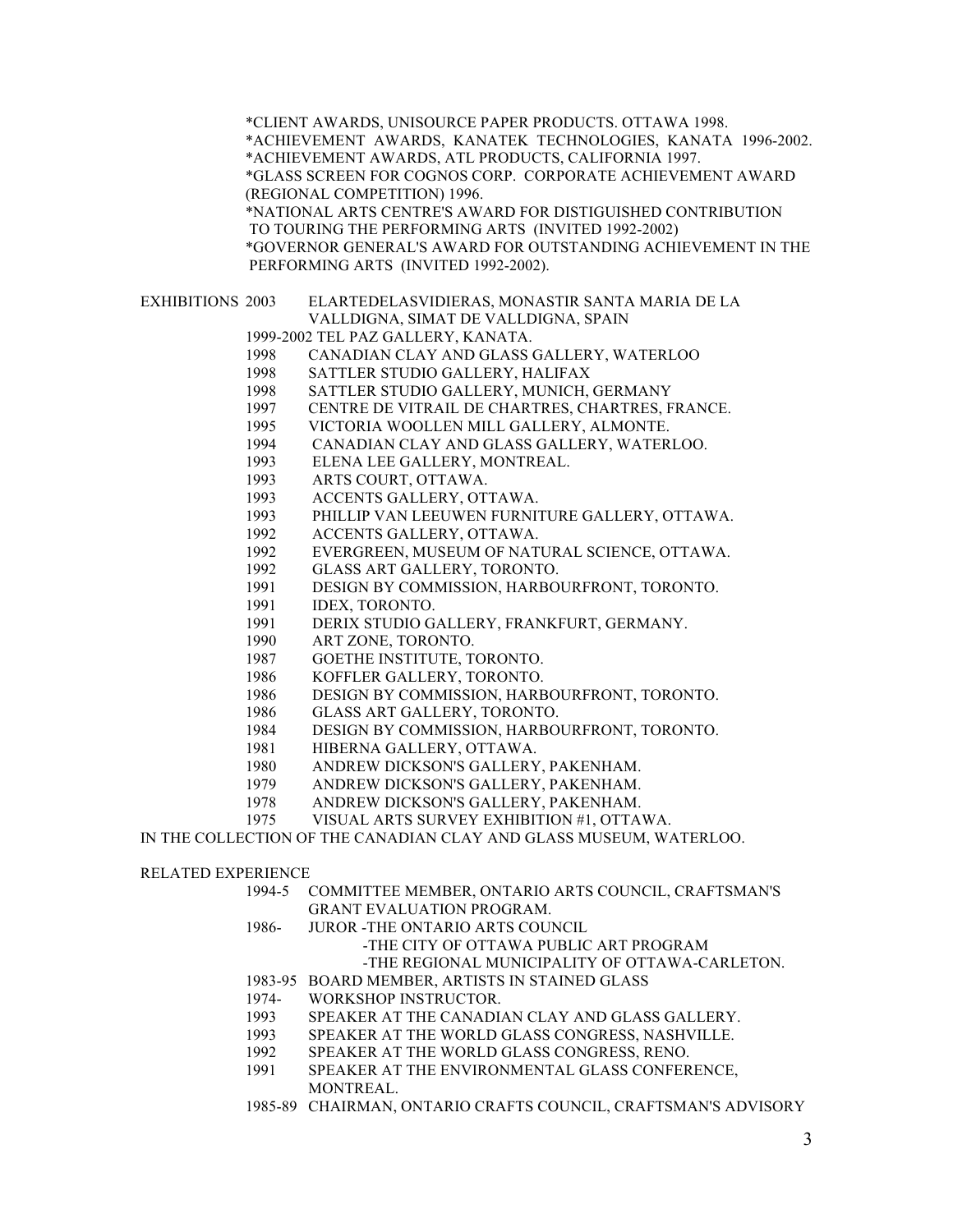*CLIENT AWARDS, UNISOURCE PAPER PRODUCTS. OTTAWA 1998.
*ACHIEVEMENT AWARDS, KANATEK TECHNOLOGIES, KANATA 1996-2002.
*ACHIEVEMENT AWARDS, ATL PRODUCTS, CALIFORNIA 1997.
*GLASS SCREEN FOR COGNOS CORP. CORPORATE ACHIEVEMENT AWARD (REGIONAL COMPETITION) 1996.
*NATIONAL ARTS CENTRE'S AWARD FOR DISTIGUISHED CONTRIBUTION TO TOURING THE PERFORMING ARTS (INVITED 1992-2002)
*GOVERNOR GENERAL'S AWARD FOR OUTSTANDING ACHIEVEMENT IN THE PERFORMING ARTS (INVITED 1992-2002).

EXHIBITIONS

- 2003 ELARTEDELASVIDIERAS, MONASTIR SANTA MARIA DE LA VALLDIGNA, SIMAT DE VALLDIGNA, SPAIN
- 1999-2002 TEL PAZ GALLERY, KANATA.
- 1998 CANADIAN CLAY AND GLASS GALLERY, WATERLOO
- 1998 SATTLER STUDIO GALLERY, HALIFAX
- 1998 SATTLER STUDIO GALLERY, MUNICH, GERMANY
- 1997 CENTRE DE VITRAIL DE CHARTRES, CHARTRES, FRANCE.
- 1995 VICTORIA WOOLLEN MILL GALLERY, ALMONTE.
- 1994 CANADIAN CLAY AND GLASS GALLERY, WATERLOO.
- 1993 ELENA LEE GALLERY, MONTREAL.
- 1993 ARTS COURT, OTTAWA.
- 1993 ACCENTS GALLERY, OTTAWA.
- 1993 PHILLIP VAN LEEUWEN FURNITURE GALLERY, OTTAWA.
- 1992 ACCENTS GALLERY, OTTAWA.
- 1992 EVERGREEN, MUSEUM OF NATURAL SCIENCE, OTTAWA.
- 1992 GLASS ART GALLERY, TORONTO.
- 1991 DESIGN BY COMMISSION, HARBOURFRONT, TORONTO.
- 1991 IDEX, TORONTO.
- 1991 DERIX STUDIO GALLERY, FRANKFURT, GERMANY.
- 1990 ART ZONE, TORONTO.
- 1987 GOETHE INSTITUTE, TORONTO.
- 1986 KOFFLER GALLERY, TORONTO.
- 1986 DESIGN BY COMMISSION, HARBOURFRONT, TORONTO.
- 1986 GLASS ART GALLERY, TORONTO.
- 1984 DESIGN BY COMMISSION, HARBOURFRONT, TORONTO.
- 1981 HIBERNA GALLERY, OTTAWA.
- 1980 ANDREW DICKSON'S GALLERY, PAKENHAM.
- 1979 ANDREW DICKSON'S GALLERY, PAKENHAM.
- 1978 ANDREW DICKSON'S GALLERY, PAKENHAM.
- 1975 VISUAL ARTS SURVEY EXHIBITION #1, OTTAWA.

IN THE COLLECTION OF THE CANADIAN CLAY AND GLASS MUSEUM, WATERLOO.

RELATED EXPERIENCE

- 1994-5 COMMITTEE MEMBER, ONTARIO ARTS COUNCIL, CRAFTSMAN'S GRANT EVALUATION PROGRAM.
- 1986- JUROR -THE ONTARIO ARTS COUNCIL
  - -THE CITY OF OTTAWA PUBLIC ART PROGRAM
  - -THE REGIONAL MUNICIPALITY OF OTTAWA-CARLETON.
- 1983-95 BOARD MEMBER, ARTISTS IN STAINED GLASS
- 1974- WORKSHOP INSTRUCTOR.
- 1993 SPEAKER AT THE CANADIAN CLAY AND GLASS GALLERY.
- 1993 SPEAKER AT THE WORLD GLASS CONGRESS, NASHVILLE.
- 1992 SPEAKER AT THE WORLD GLASS CONGRESS, RENO.
- 1991 SPEAKER AT THE ENVIRONMENTAL GLASS CONFERENCE, MONTREAL.
- 1985-89 CHAIRMAN, ONTARIO CRAFTS COUNCIL, CRAFTSMAN'S ADVISORY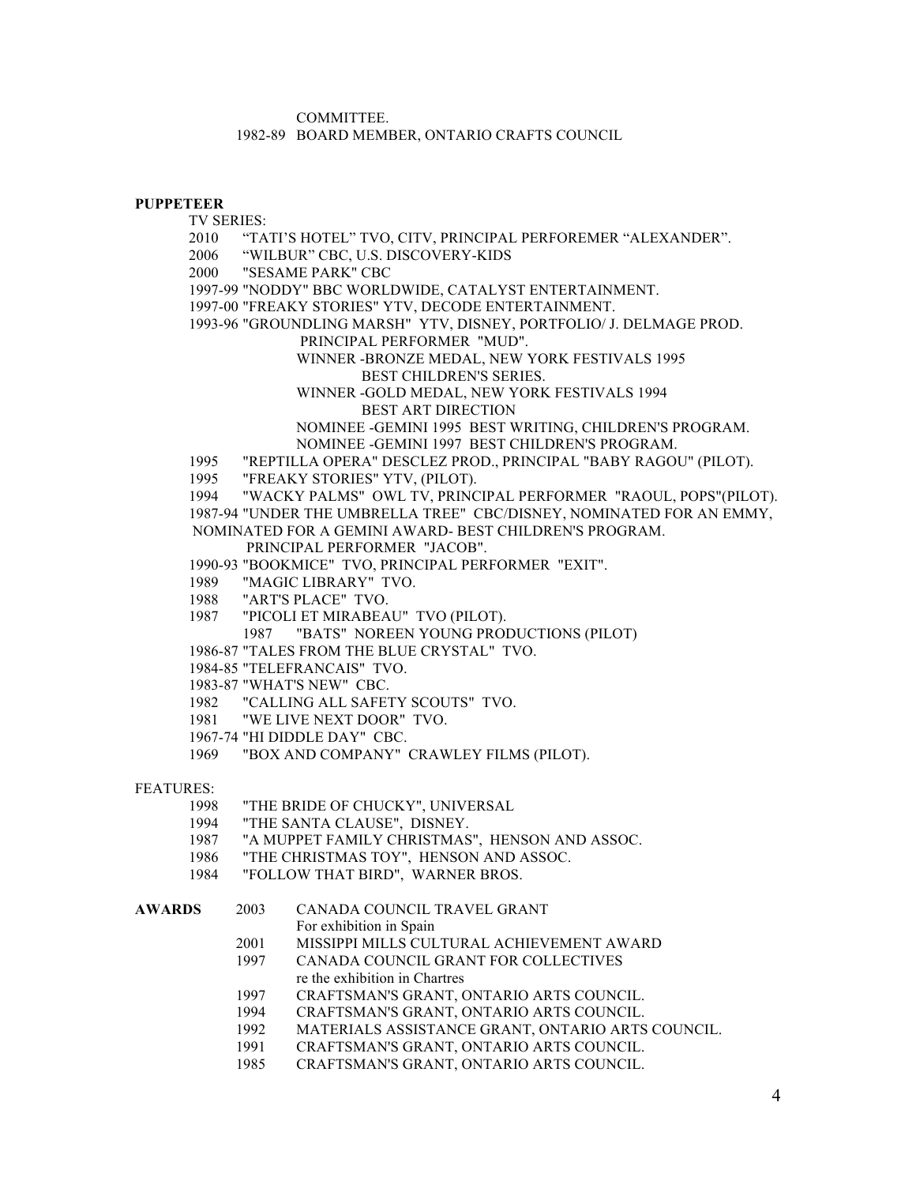COMMITTEE.

1982-89 BOARD MEMBER, ONTARIO CRAFTS COUNCIL

**PUPPETEER**

TV SERIES:

- 2010 "TATI'S HOTEL" TVO, CITV, PRINCIPAL PERFOREMER "ALEXANDER".
- 2006 "WILBUR" CBC, U.S. DISCOVERY-KIDS
- 2000 "SESAME PARK" CBC
- 1997-99 "NODDY" BBC WORLDWIDE, CATALYST ENTERTAINMENT.
- 1997-00 "FREAKY STORIES" YTV, DECODE ENTERTAINMENT.
- 1993-96 "GROUNDLING MARSH" YTV, DISNEY, PORTFOLIO/ J. DELMAGE PROD.
  PRINCIPAL PERFORMER "MUD".
  WINNER -BRONZE MEDAL, NEW YORK FESTIVALS 1995
  BEST CHILDREN'S SERIES.
  WINNER -GOLD MEDAL, NEW YORK FESTIVALS 1994
  BEST ART DIRECTION
  NOMINEE -GEMINI 1995 BEST WRITING, CHILDREN'S PROGRAM.
  NOMINEE -GEMINI 1997 BEST CHILDREN'S PROGRAM.
- 1995 "REPTILLA OPERA" DESCLEZ PROD., PRINCIPAL "BABY RAGOU" (PILOT).
- 1995 "FREAKY STORIES" YTV, (PILOT).
- 1994 "WACKY PALMS" OWL TV, PRINCIPAL PERFORMER "RAOUL, POPS"(PILOT).
- 1987-94 "UNDER THE UMBRELLA TREE" CBC/DISNEY, NOMINATED FOR AN EMMY,
  NOMINATED FOR A GEMINI AWARD- BEST CHILDREN'S PROGRAM.
  PRINCIPAL PERFORMER "JACOB".
- 1990-93 "BOOKMICE" TVO, PRINCIPAL PERFORMER "EXIT".
- 1989 "MAGIC LIBRARY" TVO.
- 1988 "ART'S PLACE" TVO.
- 1987 "PICOLI ET MIRABEAU" TVO (PILOT).
- 1987 "BATS" NOREEN YOUNG PRODUCTIONS (PILOT)
- 1986-87 "TALES FROM THE BLUE CRYSTAL" TVO.
- 1984-85 "TELEFRANCAIS" TVO.
- 1983-87 "WHAT'S NEW" CBC.
- 1982 "CALLING ALL SAFETY SCOUTS" TVO.
- 1981 "WE LIVE NEXT DOOR" TVO.
- 1967-74 "HI DIDDLE DAY" CBC.
- 1969 "BOX AND COMPANY" CRAWLEY FILMS (PILOT).

FEATURES:

- 1998 "THE BRIDE OF CHUCKY", UNIVERSAL
- 1994 "THE SANTA CLAUSE", DISNEY.
- 1987 "A MUPPET FAMILY CHRISTMAS", HENSON AND ASSOC.
- 1986 "THE CHRISTMAS TOY", HENSON AND ASSOC.
- 1984 "FOLLOW THAT BIRD", WARNER BROS.

**AWARDS**

- 2003 CANADA COUNCIL TRAVEL GRANT
  For exhibition in Spain
- 2001 MISSIPPI MILLS CULTURAL ACHIEVEMENT AWARD
- 1997 CANADA COUNCIL GRANT FOR COLLECTIVES
  re the exhibition in Chartres
- 1997 CRAFTSMAN'S GRANT, ONTARIO ARTS COUNCIL.
- 1994 CRAFTSMAN'S GRANT, ONTARIO ARTS COUNCIL.
- 1992 MATERIALS ASSISTANCE GRANT, ONTARIO ARTS COUNCIL.
- 1991 CRAFTSMAN'S GRANT, ONTARIO ARTS COUNCIL.
- 1985 CRAFTSMAN'S GRANT, ONTARIO ARTS COUNCIL.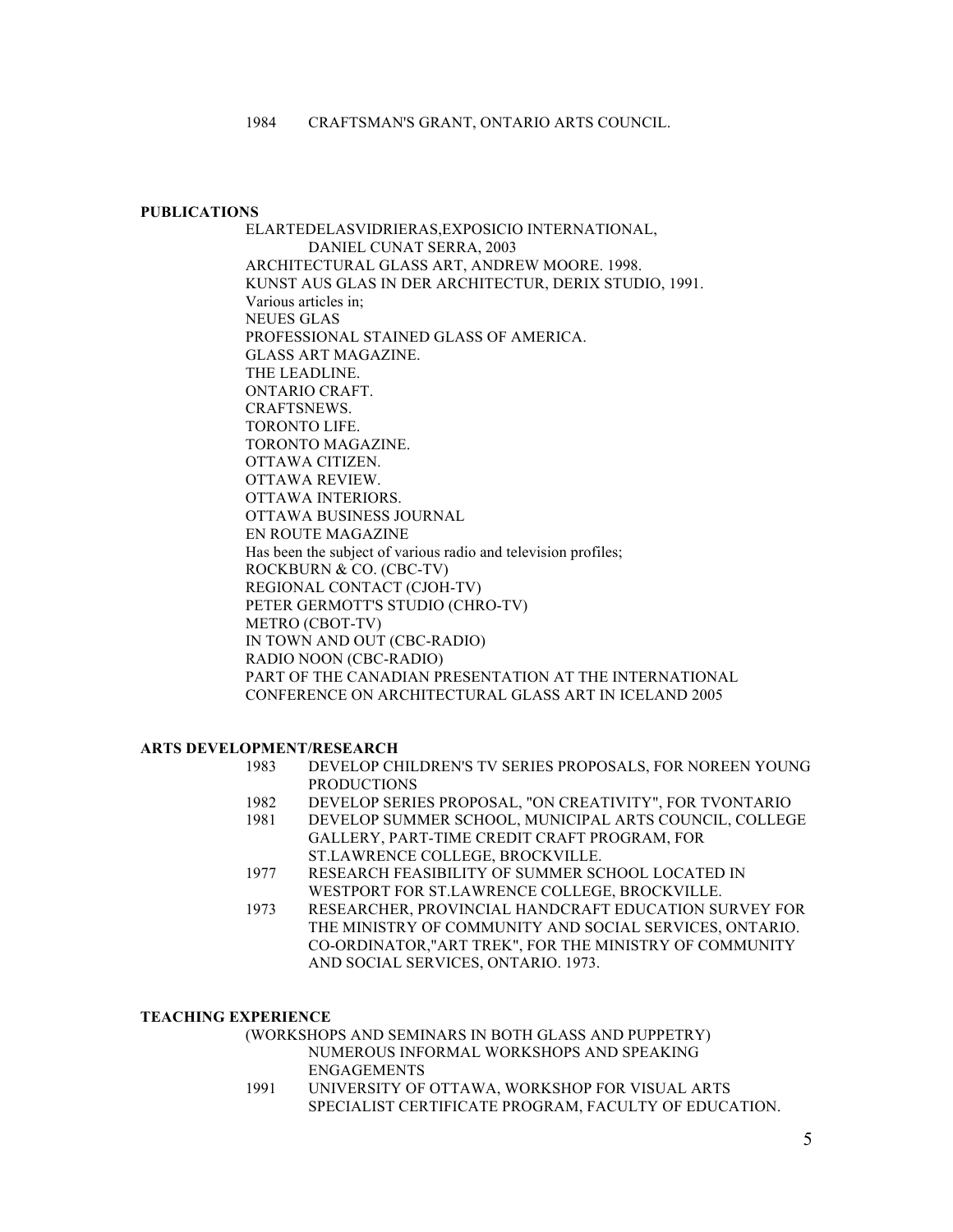1984 CRAFTSMAN'S GRANT, ONTARIO ARTS COUNCIL.

**PUBLICATIONS**

ELARTEDELASVIDRIERAS,EXPOSICIO INTERNATIONAL, DANIEL CUNAT SERRA, 2003
ARCHITECTURAL GLASS ART, ANDREW MOORE. 1998.
KUNST AUS GLAS IN DER ARCHITECTUR, DERIX STUDIO, 1991.
Various articles in;
NEUES GLAS
PROFESSIONAL STAINED GLASS OF AMERICA.
GLASS ART MAGAZINE.
THE LEADLINE.
ONTARIO CRAFT.
CRAFTSNEWS.
TORONTO LIFE.
TORONTO MAGAZINE.
OTTAWA CITIZEN.
OTTAWA REVIEW.
OTTAWA INTERIORS.
OTTAWA BUSINESS JOURNAL
EN ROUTE MAGAZINE
Has been the subject of various radio and television profiles;
ROCKBURN & CO. (CBC-TV)
REGIONAL CONTACT (CJOH-TV)
PETER GERMOTT'S STUDIO (CHRO-TV)
METRO (CBOT-TV)
IN TOWN AND OUT (CBC-RADIO)
RADIO NOON (CBC-RADIO)
PART OF THE CANADIAN PRESENTATION AT THE INTERNATIONAL CONFERENCE ON ARCHITECTURAL GLASS ART IN ICELAND 2005

**ARTS DEVELOPMENT/RESEARCH**

1983 DEVELOP CHILDREN'S TV SERIES PROPOSALS, FOR NOREEN YOUNG PRODUCTIONS
1982 DEVELOP SERIES PROPOSAL, "ON CREATIVITY", FOR TVONTARIO
1981 DEVELOP SUMMER SCHOOL, MUNICIPAL ARTS COUNCIL, COLLEGE GALLERY, PART-TIME CREDIT CRAFT PROGRAM, FOR ST.LAWRENCE COLLEGE, BROCKVILLE.
1977 RESEARCH FEASIBILITY OF SUMMER SCHOOL LOCATED IN WESTPORT FOR ST.LAWRENCE COLLEGE, BROCKVILLE.
1973 RESEARCHER, PROVINCIAL HANDCRAFT EDUCATION SURVEY FOR THE MINISTRY OF COMMUNITY AND SOCIAL SERVICES, ONTARIO. CO-ORDINATOR,"ART TREK", FOR THE MINISTRY OF COMMUNITY AND SOCIAL SERVICES, ONTARIO. 1973.

**TEACHING EXPERIENCE**

(WORKSHOPS AND SEMINARS IN BOTH GLASS AND PUPPETRY)
NUMEROUS INFORMAL WORKSHOPS AND SPEAKING ENGAGEMENTS
1991 UNIVERSITY OF OTTAWA, WORKSHOP FOR VISUAL ARTS SPECIALIST CERTIFICATE PROGRAM, FACULTY OF EDUCATION.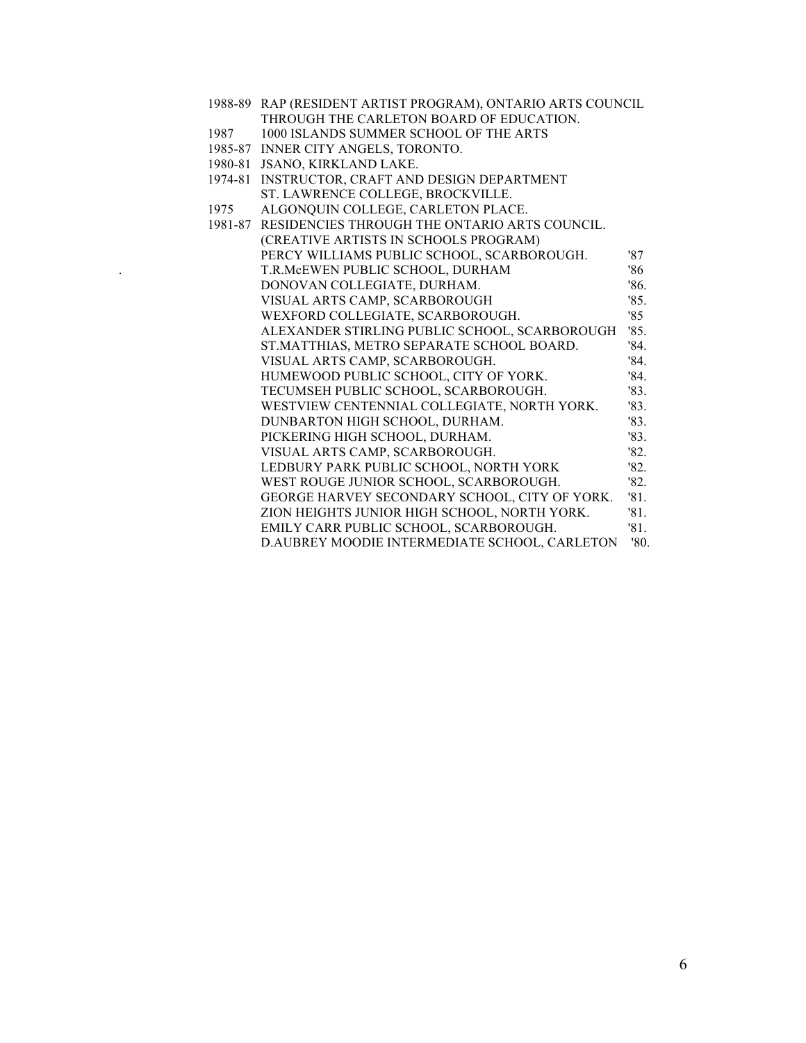| | | |
|---|---|---|
| 1988-89 | RAP (RESIDENT ARTIST PROGRAM), ONTARIO ARTS COUNCIL THROUGH THE CARLETON BOARD OF EDUCATION. | |
| 1987 | 1000 ISLANDS SUMMER SCHOOL OF THE ARTS | |
| 1985-87 | INNER CITY ANGELS, TORONTO. | |
| 1980-81 | JSANO, KIRKLAND LAKE. | |
| 1974-81 | INSTRUCTOR, CRAFT AND DESIGN DEPARTMENT ST. LAWRENCE COLLEGE, BROCKVILLE. | |
| 1975 | ALGONQUIN COLLEGE, CARLETON PLACE. | |
| 1981-87 | RESIDENCIES THROUGH THE ONTARIO ARTS COUNCIL. (CREATIVE ARTISTS IN SCHOOLS PROGRAM) | |
| | PERCY WILLIAMS PUBLIC SCHOOL, SCARBOROUGH. | '87 |
| | T.R.McEWEN PUBLIC SCHOOL, DURHAM | '86 |
| | DONOVAN COLLEGIATE, DURHAM. | '86. |
| | VISUAL ARTS CAMP, SCARBOROUGH | '85. |
| | WEXFORD COLLEGIATE, SCARBOROUGH. | '85 |
| | ALEXANDER STIRLING PUBLIC SCHOOL, SCARBOROUGH | '85. |
| | ST.MATTHIAS, METRO SEPARATE SCHOOL BOARD. | '84. |
| | VISUAL ARTS CAMP, SCARBOROUGH. | '84. |
| | HUMEWOOD PUBLIC SCHOOL, CITY OF YORK. | '84. |
| | TECUMSEH PUBLIC SCHOOL, SCARBOROUGH. | '83. |
| | WESTVIEW CENTENNIAL COLLEGIATE, NORTH YORK. | '83. |
| | DUNBARTON HIGH SCHOOL, DURHAM. | '83. |
| | PICKERING HIGH SCHOOL, DURHAM. | '83. |
| | VISUAL ARTS CAMP, SCARBOROUGH. | '82. |
| | LEDBURY PARK PUBLIC SCHOOL, NORTH YORK | '82. |
| | WEST ROUGE JUNIOR SCHOOL, SCARBOROUGH. | '82. |
| | GEORGE HARVEY SECONDARY SCHOOL, CITY OF YORK. | '81. |
| | ZION HEIGHTS JUNIOR HIGH SCHOOL, NORTH YORK. | '81. |
| | EMILY CARR PUBLIC SCHOOL, SCARBOROUGH. | '81. |
| | D.AUBREY MOODIE INTERMEDIATE SCHOOL, CARLETON | '80. |